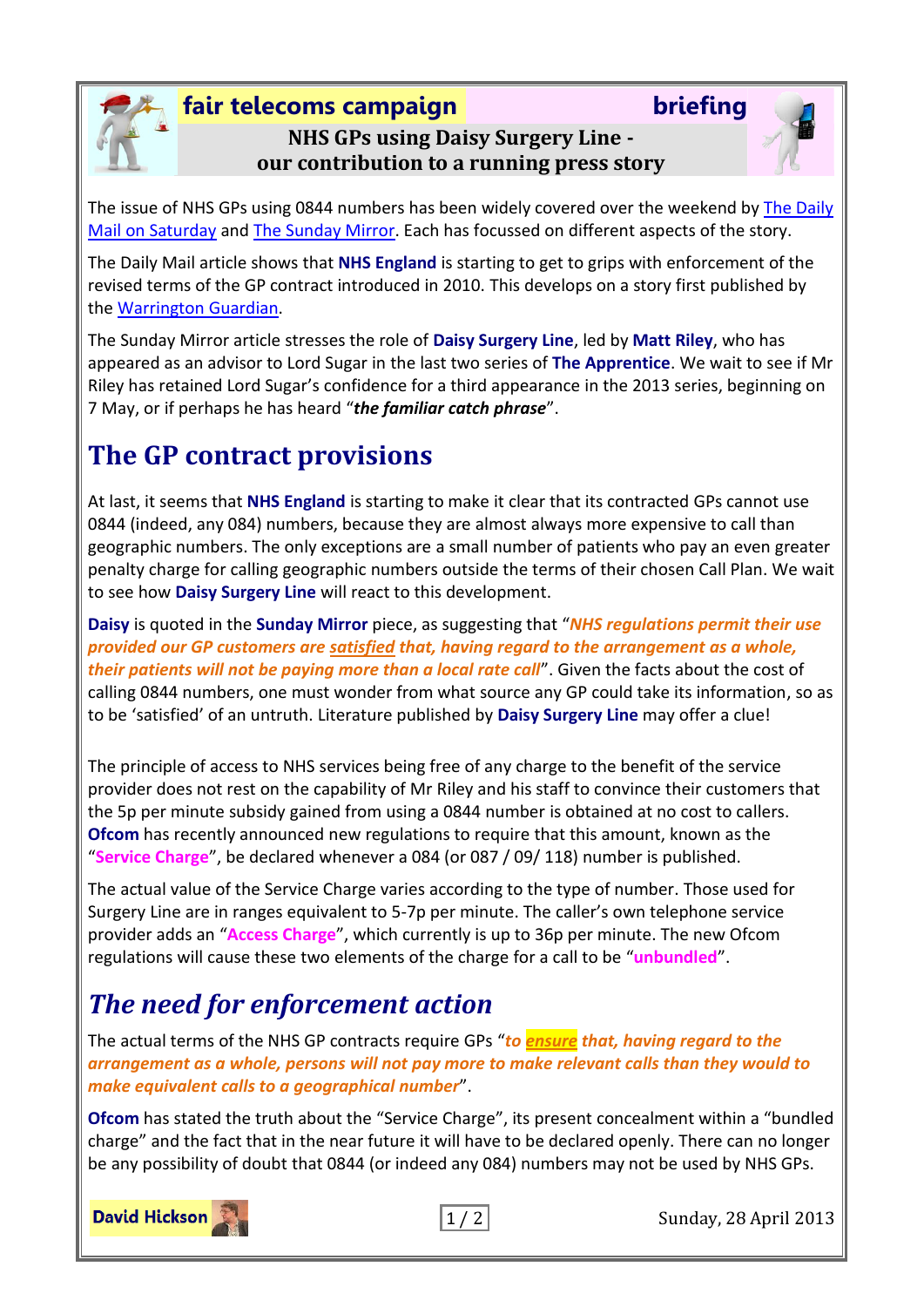**fair telecoms campaign** **briefing**

# NHS GPs using Daisy Surgery Line - our contribution to a running press story

The issue of NHS GPs using 0844 numbers has been widely covered over the weekend by The Daily Mail on Saturday and The Sunday Mirror. Each has focussed on different aspects of the story.

The Daily Mail article shows that **NHS England** is starting to get to grips with enforcement of the revised terms of the GP contract introduced in 2010. This develops on a story first published by the Warrington Guardian.

The Sunday Mirror article stresses the role of **Daisy Surgery Line**, led by **Matt Riley**, who has appeared as an advisor to Lord Sugar in the last two series of **The Apprentice**. We wait to see if Mr Riley has retained Lord Sugar's confidence for a third appearance in the 2013 series, beginning on 7 May, or if perhaps he has heard "***the familiar catch phrase***".

## The GP contract provisions

At last, it seems that **NHS England** is starting to make it clear that its contracted GPs cannot use 0844 (indeed, any 084) numbers, because they are almost always more expensive to call than geographic numbers. The only exceptions are a small number of patients who pay an even greater penalty charge for calling geographic numbers outside the terms of their chosen Call Plan. We wait to see how **Daisy Surgery Line** will react to this development.

**Daisy** is quoted in the **Sunday Mirror** piece, as suggesting that "***NHS regulations permit their use provided our GP customers are satisfied that, having regard to the arrangement as a whole, their patients will not be paying more than a local rate call***". Given the facts about the cost of calling 0844 numbers, one must wonder from what source any GP could take its information, so as to be 'satisfied' of an untruth. Literature published by **Daisy Surgery Line** may offer a clue!

The principle of access to NHS services being free of any charge to the benefit of the service provider does not rest on the capability of Mr Riley and his staff to convince their customers that the 5p per minute subsidy gained from using a 0844 number is obtained at no cost to callers. **Ofcom** has recently announced new regulations to require that this amount, known as the "**Service Charge**", be declared whenever a 084 (or 087 / 09/ 118) number is published.

The actual value of the Service Charge varies according to the type of number. Those used for Surgery Line are in ranges equivalent to 5-7p per minute. The caller's own telephone service provider adds an "**Access Charge**", which currently is up to 36p per minute. The new Ofcom regulations will cause these two elements of the charge for a call to be "**unbundled**".

## *The need for enforcement action*

The actual terms of the NHS GP contracts require GPs "***to ensure that, having regard to the arrangement as a whole, persons will not pay more to make relevant calls than they would to make equivalent calls to a geographical number***".

**Ofcom** has stated the truth about the "Service Charge", its present concealment within a "bundled charge" and the fact that in the near future it will have to be declared openly. There can no longer be any possibility of doubt that 0844 (or indeed any 084) numbers may not be used by NHS GPs.

**David Hickson**

Sunday, 28 April 2013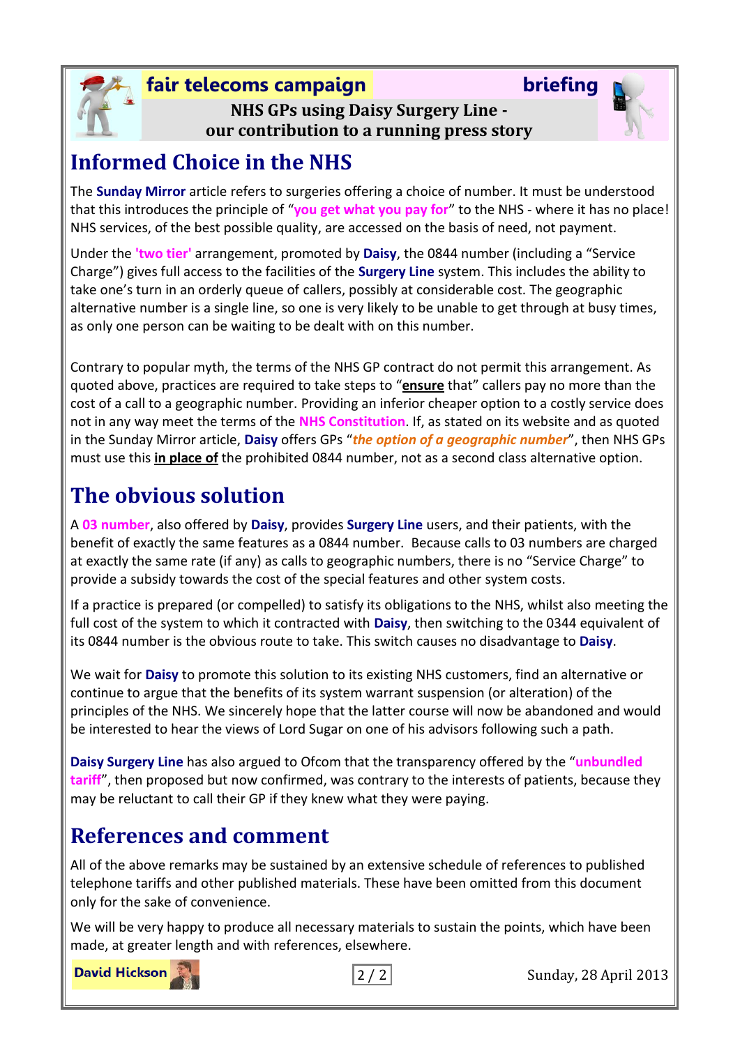**fair telecoms campaign** **briefing**

**NHS GPs using Daisy Surgery Line - our contribution to a running press story**

## Informed Choice in the NHS

The **Sunday Mirror** article refers to surgeries offering a choice of number. It must be understood that this introduces the principle of "**you get what you pay for**" to the NHS - where it has no place! NHS services, of the best possible quality, are accessed on the basis of need, not payment.

Under the **'two tier'** arrangement, promoted by **Daisy**, the 0844 number (including a "Service Charge") gives full access to the facilities of the **Surgery Line** system. This includes the ability to take one's turn in an orderly queue of callers, possibly at considerable cost. The geographic alternative number is a single line, so one is very likely to be unable to get through at busy times, as only one person can be waiting to be dealt with on this number.

Contrary to popular myth, the terms of the NHS GP contract do not permit this arrangement. As quoted above, practices are required to take steps to "**ensure** that" callers pay no more than the cost of a call to a geographic number. Providing an inferior cheaper option to a costly service does not in any way meet the terms of the **NHS Constitution**. If, as stated on its website and as quoted in the Sunday Mirror article, **Daisy** offers GPs "***the option of a geographic number***", then NHS GPs must use this **in place of** the prohibited 0844 number, not as a second class alternative option.

## The obvious solution

A **03 number**, also offered by **Daisy**, provides **Surgery Line** users, and their patients, with the benefit of exactly the same features as a 0844 number. Because calls to 03 numbers are charged at exactly the same rate (if any) as calls to geographic numbers, there is no "Service Charge" to provide a subsidy towards the cost of the special features and other system costs.

If a practice is prepared (or compelled) to satisfy its obligations to the NHS, whilst also meeting the full cost of the system to which it contracted with **Daisy**, then switching to the 0344 equivalent of its 0844 number is the obvious route to take. This switch causes no disadvantage to **Daisy**.

We wait for **Daisy** to promote this solution to its existing NHS customers, find an alternative or continue to argue that the benefits of its system warrant suspension (or alteration) of the principles of the NHS. We sincerely hope that the latter course will now be abandoned and would be interested to hear the views of Lord Sugar on one of his advisors following such a path.

**Daisy Surgery Line** has also argued to Ofcom that the transparency offered by the "**unbundled tariff**", then proposed but now confirmed, was contrary to the interests of patients, because they may be reluctant to call their GP if they knew what they were paying.

## References and comment

All of the above remarks may be sustained by an extensive schedule of references to published telephone tariffs and other published materials. These have been omitted from this document only for the sake of convenience.

We will be very happy to produce all necessary materials to sustain the points, which have been made, at greater length and with references, elsewhere.

**David Hickson**

Sunday, 28 April 2013